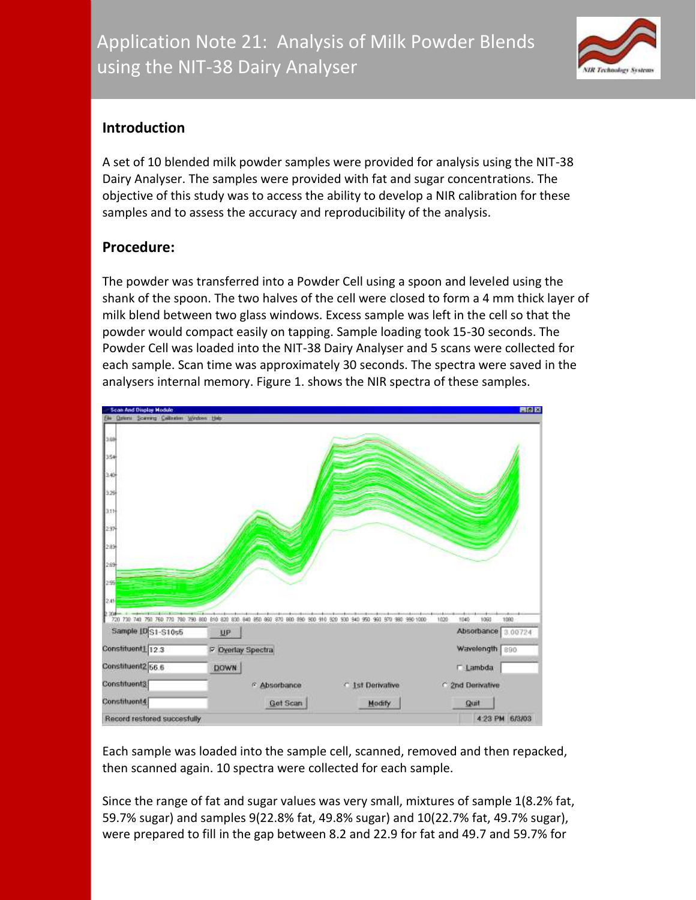# Application Note 21: Analysis of Milk Powder Blends using the NIT-38 Dairy Analyser

## Introduction

A set of 10 blended milk powder samples were provided for analysis using the NIT-38 Dairy Analyser. The samples were provided with fat and sugar concentrations. The objective of this study was to access the ability to develop a NIR calibration for these samples and to assess the accuracy and reproducibility of the analysis.

## Procedure:

The powder was transferred into a Powder Cell using a spoon and leveled using the shank of the spoon. The two halves of the cell were closed to form a 4 mm thick layer of milk blend between two glass windows. Excess sample was left in the cell so that the powder would compact easily on tapping. Sample loading took 15-30 seconds. The Powder Cell was loaded into the NIT-38 Dairy Analyser and 5 scans were collected for each sample. Scan time was approximately 30 seconds. The spectra were saved in the analysers internal memory. Figure 1. shows the NIR spectra of these samples.

Each sample was loaded into the sample cell, scanned, removed and then repacked, then scanned again. 10 spectra were collected for each sample.

Since the range of fat and sugar values was very small, mixtures of sample 1(8.2% fat, 59.7% sugar) and samples 9(22.8% fat, 49.8% sugar) and 10(22.7% fat, 49.7% sugar), were prepared to fill in the gap between 8.2 and 22.9 for fat and 49.7 and 59.7% for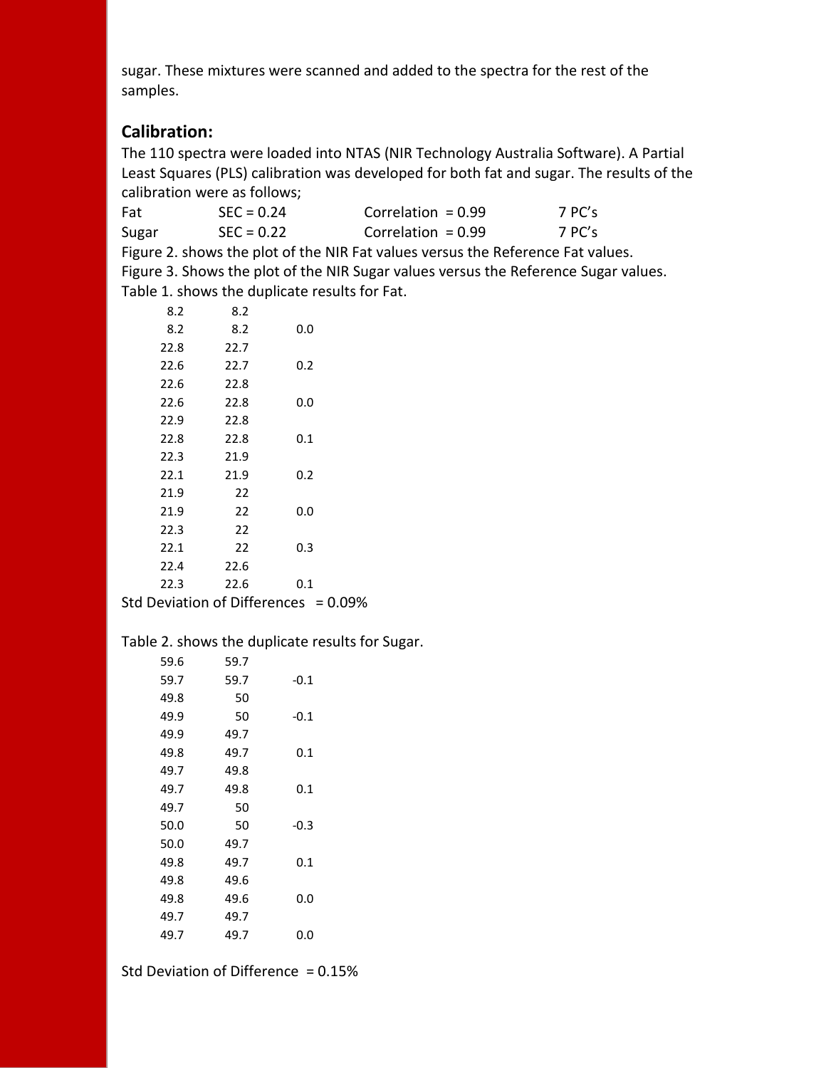sugar. These mixtures were scanned and added to the spectra for the rest of the samples.

## Calibration:

The 110 spectra were loaded into NTAS (NIR Technology Australia Software). A Partial Least Squares (PLS) calibration was developed for both fat and sugar. The results of the calibration were as follows;

| | | | |
|---|---|---|---|
| Fat | SEC = 0.24 | Correlation = 0.99 | 7 PC's |
| Sugar | SEC = 0.22 | Correlation = 0.99 | 7 PC's |

Figure 2. shows the plot of the NIR Fat values versus the Reference Fat values.
Figure 3. Shows the plot of the NIR Sugar values versus the Reference Sugar values.
Table 1. shows the duplicate results for Fat.

| | | |
|---|---|---|
| 8.2 | 8.2 | |
| 8.2 | 8.2 | 0.0 |
| 22.8 | 22.7 | |
| 22.6 | 22.7 | 0.2 |
| 22.6 | 22.8 | |
| 22.6 | 22.8 | 0.0 |
| 22.9 | 22.8 | |
| 22.8 | 22.8 | 0.1 |
| 22.3 | 21.9 | |
| 22.1 | 21.9 | 0.2 |
| 21.9 | 22 | |
| 21.9 | 22 | 0.0 |
| 22.3 | 22 | |
| 22.1 | 22 | 0.3 |
| 22.4 | 22.6 | |
| 22.3 | 22.6 | 0.1 |

Std Deviation of Differences = 0.09%

Table 2. shows the duplicate results for Sugar.

| | | |
|---|---|---|
| 59.6 | 59.7 | |
| 59.7 | 59.7 | -0.1 |
| 49.8 | 50 | |
| 49.9 | 50 | -0.1 |
| 49.9 | 49.7 | |
| 49.8 | 49.7 | 0.1 |
| 49.7 | 49.8 | |
| 49.7 | 49.8 | 0.1 |
| 49.7 | 50 | |
| 50.0 | 50 | -0.3 |
| 50.0 | 49.7 | |
| 49.8 | 49.7 | 0.1 |
| 49.8 | 49.6 | |
| 49.8 | 49.6 | 0.0 |
| 49.7 | 49.7 | |
| 49.7 | 49.7 | 0.0 |

Std Deviation of Difference = 0.15%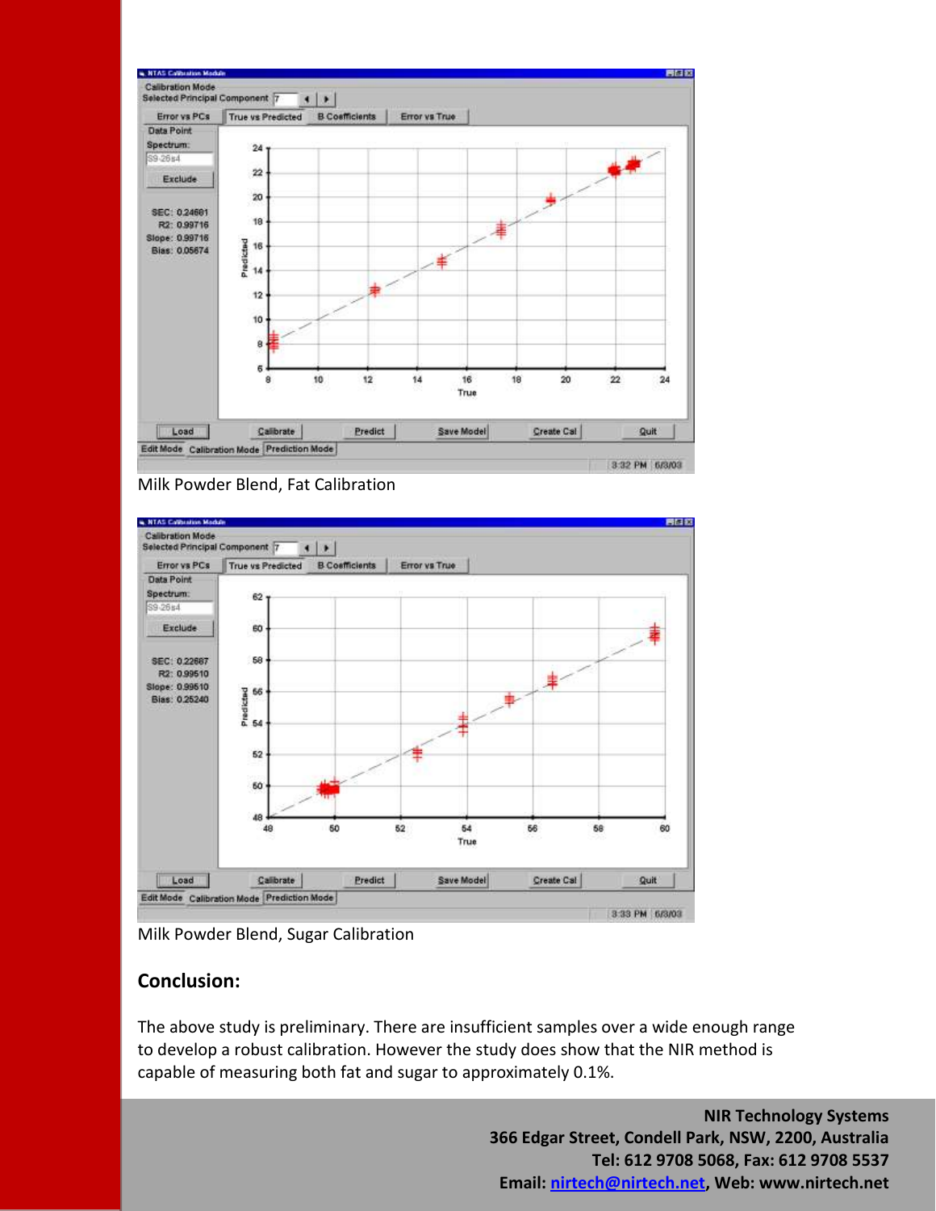NTAS Calibration Module

Calibration Mode

Selected Principal Component 7

Error vs PCs | True vs Predicted | B Coefficients | Error vs True

Data Point

Spectrum:

S9-26s4

Exclude

SEC: 0.24681

R2: 0.99716

Slope: 0.99716

Bias: 0.05674

Predicted

24
22
20
18
16
14
12
10
8
6

8 10 12 14 16 18 20 22 24

True

Load | Calibrate | Predict | Save Model | Create Cal | Quit

Edit Mode | Calibration Mode | Prediction Mode

3:32 PM 6/3/03

Milk Powder Blend, Fat Calibration

NTAS Calibration Module

Calibration Mode

Selected Principal Component 7

Error vs PCs | True vs Predicted | B Coefficients | Error vs True

Data Point

Spectrum:

S9-26s4

Exclude

SEC: 0.22667

R2: 0.99510

Slope: 0.99510

Bias: 0.25240

Predicted

62
60
58
56
54
52
50
48

48 50 52 54 56 58 60

True

Load | Calibrate | Predict | Save Model | Create Cal | Quit

Edit Mode | Calibration Mode | Prediction Mode

3:33 PM 6/3/03

Milk Powder Blend, Sugar Calibration

## Conclusion:

The above study is preliminary. There are insufficient samples over a wide enough range to develop a robust calibration. However the study does show that the NIR method is capable of measuring both fat and sugar to approximately 0.1%.

**NIR Technology Systems**
**366 Edgar Street, Condell Park, NSW, 2200, Australia**
**Tel: 612 9708 5068, Fax: 612 9708 5537**
**Email: nirtech@nirtech.net, Web: www.nirtech.net**